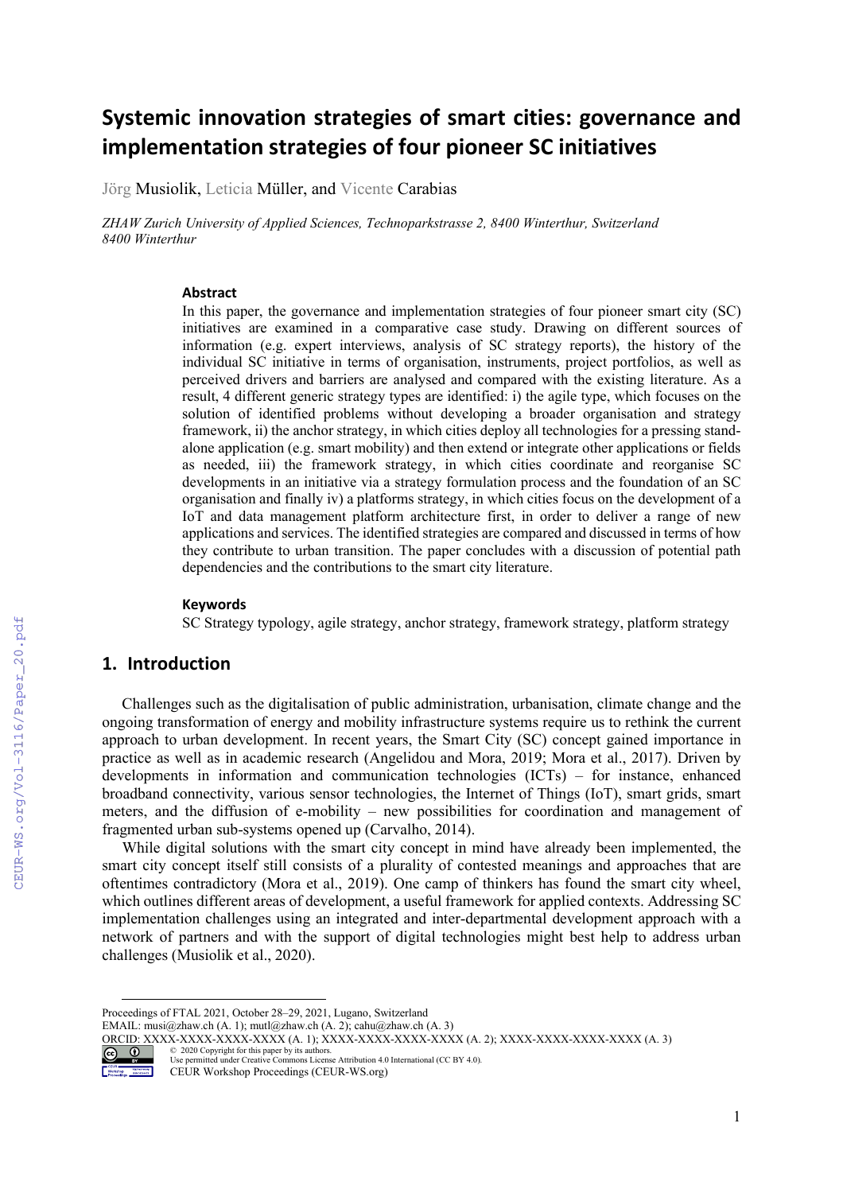# Systemic innovation strategies of smart cities: governance and implementation strategies of four pioneer SC initiatives

Jörg Musiolik, Leticia Müller, and Vicente Carabias

*ZHAW Zurich University of Applied Sciences, Technoparkstrasse 2, 8400 Winterthur, Switzerland 8400 Winterthur*

### Abstract

In this paper, the governance and implementation strategies of four pioneer smart city (SC) initiatives are examined in a comparative case study. Drawing on different sources of information (e.g. expert interviews, analysis of SC strategy reports), the history of the individual SC initiative in terms of organisation, instruments, project portfolios, as well as perceived drivers and barriers are analysed and compared with the existing literature. As a result, 4 different generic strategy types are identified: i) the agile type, which focuses on the solution of identified problems without developing a broader organisation and strategy framework, ii) the anchor strategy, in which cities deploy all technologies for a pressing stand-alone application (e.g. smart mobility) and then extend or integrate other applications or fields as needed, iii) the framework strategy, in which cities coordinate and reorganise SC developments in an initiative via a strategy formulation process and the foundation of an SC organisation and finally iv) a platforms strategy, in which cities focus on the development of a IoT and data management platform architecture first, in order to deliver a range of new applications and services. The identified strategies are compared and discussed in terms of how they contribute to urban transition. The paper concludes with a discussion of potential path dependencies and the contributions to the smart city literature.

### Keywords

SC Strategy typology, agile strategy, anchor strategy, framework strategy, platform strategy

## 1. Introduction

Challenges such as the digitalisation of public administration, urbanisation, climate change and the ongoing transformation of energy and mobility infrastructure systems require us to rethink the current approach to urban development. In recent years, the Smart City (SC) concept gained importance in practice as well as in academic research (Angelidou and Mora, 2019; Mora et al., 2017). Driven by developments in information and communication technologies (ICTs) – for instance, enhanced broadband connectivity, various sensor technologies, the Internet of Things (IoT), smart grids, smart meters, and the diffusion of e-mobility – new possibilities for coordination and management of fragmented urban sub-systems opened up (Carvalho, 2014).

While digital solutions with the smart city concept in mind have already been implemented, the smart city concept itself still consists of a plurality of contested meanings and approaches that are oftentimes contradictory (Mora et al., 2019). One camp of thinkers has found the smart city wheel, which outlines different areas of development, a useful framework for applied contexts. Addressing SC implementation challenges using an integrated and inter-departmental development approach with a network of partners and with the support of digital technologies might best help to address urban challenges (Musiolik et al., 2020).

Proceedings of FTAL 2021, October 28–29, 2021, Lugano, Switzerland
EMAIL: musi@zhaw.ch (A. 1); mutl@zhaw.ch (A. 2); cahu@zhaw.ch (A. 3)
ORCID: XXXX-XXXX-XXXX-XXXX (A. 1); XXXX-XXXX-XXXX-XXXX (A. 2); XXXX-XXXX-XXXX-XXXX (A. 3)
© 2020 Copyright for this paper by its authors.
Use permitted under Creative Commons License Attribution 4.0 International (CC BY 4.0).
CEUR Workshop Proceedings (CEUR-WS.org)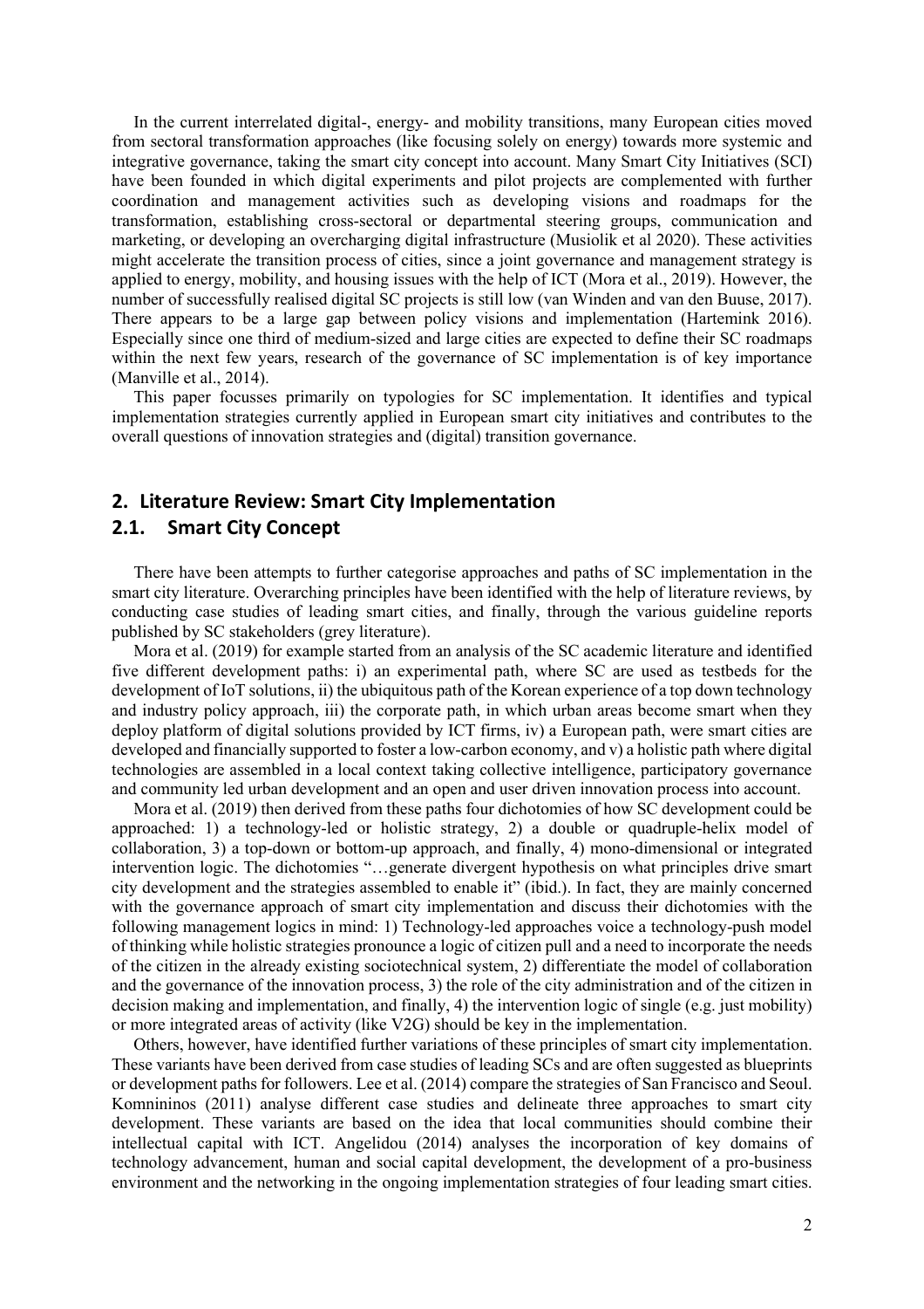In the current interrelated digital-, energy- and mobility transitions, many European cities moved from sectoral transformation approaches (like focusing solely on energy) towards more systemic and integrative governance, taking the smart city concept into account. Many Smart City Initiatives (SCI) have been founded in which digital experiments and pilot projects are complemented with further coordination and management activities such as developing visions and roadmaps for the transformation, establishing cross-sectoral or departmental steering groups, communication and marketing, or developing an overcharging digital infrastructure (Musiolik et al 2020). These activities might accelerate the transition process of cities, since a joint governance and management strategy is applied to energy, mobility, and housing issues with the help of ICT (Mora et al., 2019). However, the number of successfully realised digital SC projects is still low (van Winden and van den Buuse, 2017). There appears to be a large gap between policy visions and implementation (Hartemink 2016). Especially since one third of medium-sized and large cities are expected to define their SC roadmaps within the next few years, research of the governance of SC implementation is of key importance (Manville et al., 2014).

This paper focusses primarily on typologies for SC implementation. It identifies and typical implementation strategies currently applied in European smart city initiatives and contributes to the overall questions of innovation strategies and (digital) transition governance.

## 2. Literature Review: Smart City Implementation

### 2.1. Smart City Concept

There have been attempts to further categorise approaches and paths of SC implementation in the smart city literature. Overarching principles have been identified with the help of literature reviews, by conducting case studies of leading smart cities, and finally, through the various guideline reports published by SC stakeholders (grey literature).

Mora et al. (2019) for example started from an analysis of the SC academic literature and identified five different development paths: i) an experimental path, where SC are used as testbeds for the development of IoT solutions, ii) the ubiquitous path of the Korean experience of a top down technology and industry policy approach, iii) the corporate path, in which urban areas become smart when they deploy platform of digital solutions provided by ICT firms, iv) a European path, were smart cities are developed and financially supported to foster a low-carbon economy, and v) a holistic path where digital technologies are assembled in a local context taking collective intelligence, participatory governance and community led urban development and an open and user driven innovation process into account.

Mora et al. (2019) then derived from these paths four dichotomies of how SC development could be approached: 1) a technology-led or holistic strategy, 2) a double or quadruple-helix model of collaboration, 3) a top-down or bottom-up approach, and finally, 4) mono-dimensional or integrated intervention logic. The dichotomies "…generate divergent hypothesis on what principles drive smart city development and the strategies assembled to enable it" (ibid.). In fact, they are mainly concerned with the governance approach of smart city implementation and discuss their dichotomies with the following management logics in mind: 1) Technology-led approaches voice a technology-push model of thinking while holistic strategies pronounce a logic of citizen pull and a need to incorporate the needs of the citizen in the already existing sociotechnical system, 2) differentiate the model of collaboration and the governance of the innovation process, 3) the role of the city administration and of the citizen in decision making and implementation, and finally, 4) the intervention logic of single (e.g. just mobility) or more integrated areas of activity (like V2G) should be key in the implementation.

Others, however, have identified further variations of these principles of smart city implementation. These variants have been derived from case studies of leading SCs and are often suggested as blueprints or development paths for followers. Lee et al. (2014) compare the strategies of San Francisco and Seoul. Komnininos (2011) analyse different case studies and delineate three approaches to smart city development. These variants are based on the idea that local communities should combine their intellectual capital with ICT. Angelidou (2014) analyses the incorporation of key domains of technology advancement, human and social capital development, the development of a pro-business environment and the networking in the ongoing implementation strategies of four leading smart cities.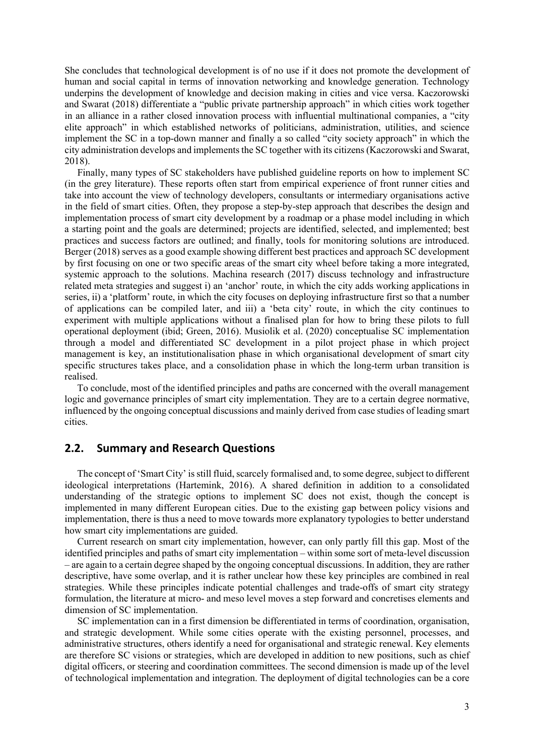She concludes that technological development is of no use if it does not promote the development of human and social capital in terms of innovation networking and knowledge generation. Technology underpins the development of knowledge and decision making in cities and vice versa. Kaczorowski and Swarat (2018) differentiate a "public private partnership approach" in which cities work together in an alliance in a rather closed innovation process with influential multinational companies, a "city elite approach" in which established networks of politicians, administration, utilities, and science implement the SC in a top-down manner and finally a so called "city society approach" in which the city administration develops and implements the SC together with its citizens (Kaczorowski and Swarat, 2018).

Finally, many types of SC stakeholders have published guideline reports on how to implement SC (in the grey literature). These reports often start from empirical experience of front runner cities and take into account the view of technology developers, consultants or intermediary organisations active in the field of smart cities. Often, they propose a step-by-step approach that describes the design and implementation process of smart city development by a roadmap or a phase model including in which a starting point and the goals are determined; projects are identified, selected, and implemented; best practices and success factors are outlined; and finally, tools for monitoring solutions are introduced. Berger (2018) serves as a good example showing different best practices and approach SC development by first focusing on one or two specific areas of the smart city wheel before taking a more integrated, systemic approach to the solutions. Machina research (2017) discuss technology and infrastructure related meta strategies and suggest i) an 'anchor' route, in which the city adds working applications in series, ii) a 'platform' route, in which the city focuses on deploying infrastructure first so that a number of applications can be compiled later, and iii) a 'beta city' route, in which the city continues to experiment with multiple applications without a finalised plan for how to bring these pilots to full operational deployment (ibid; Green, 2016). Musiolik et al. (2020) conceptualise SC implementation through a model and differentiated SC development in a pilot project phase in which project management is key, an institutionalisation phase in which organisational development of smart city specific structures takes place, and a consolidation phase in which the long-term urban transition is realised.

To conclude, most of the identified principles and paths are concerned with the overall management logic and governance principles of smart city implementation. They are to a certain degree normative, influenced by the ongoing conceptual discussions and mainly derived from case studies of leading smart cities.

## 2.2. Summary and Research Questions

The concept of 'Smart City' is still fluid, scarcely formalised and, to some degree, subject to different ideological interpretations (Hartemink, 2016). A shared definition in addition to a consolidated understanding of the strategic options to implement SC does not exist, though the concept is implemented in many different European cities. Due to the existing gap between policy visions and implementation, there is thus a need to move towards more explanatory typologies to better understand how smart city implementations are guided.

Current research on smart city implementation, however, can only partly fill this gap. Most of the identified principles and paths of smart city implementation – within some sort of meta-level discussion – are again to a certain degree shaped by the ongoing conceptual discussions. In addition, they are rather descriptive, have some overlap, and it is rather unclear how these key principles are combined in real strategies. While these principles indicate potential challenges and trade-offs of smart city strategy formulation, the literature at micro- and meso level moves a step forward and concretises elements and dimension of SC implementation.

SC implementation can in a first dimension be differentiated in terms of coordination, organisation, and strategic development. While some cities operate with the existing personnel, processes, and administrative structures, others identify a need for organisational and strategic renewal. Key elements are therefore SC visions or strategies, which are developed in addition to new positions, such as chief digital officers, or steering and coordination committees. The second dimension is made up of the level of technological implementation and integration. The deployment of digital technologies can be a core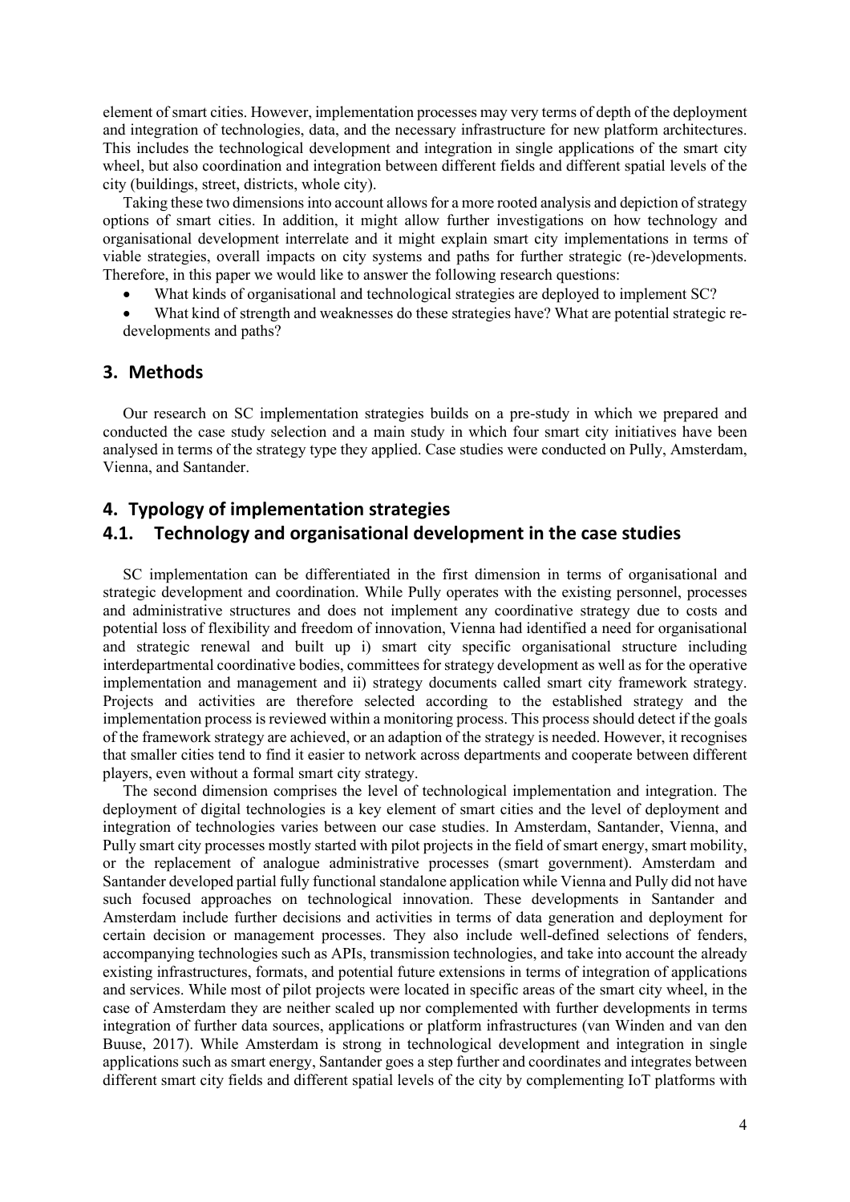element of smart cities. However, implementation processes may very terms of depth of the deployment and integration of technologies, data, and the necessary infrastructure for new platform architectures. This includes the technological development and integration in single applications of the smart city wheel, but also coordination and integration between different fields and different spatial levels of the city (buildings, street, districts, whole city).

Taking these two dimensions into account allows for a more rooted analysis and depiction of strategy options of smart cities. In addition, it might allow further investigations on how technology and organisational development interrelate and it might explain smart city implementations in terms of viable strategies, overall impacts on city systems and paths for further strategic (re-)developments. Therefore, in this paper we would like to answer the following research questions:

- What kinds of organisational and technological strategies are deployed to implement SC?
- What kind of strength and weaknesses do these strategies have? What are potential strategic re-developments and paths?

## 3. Methods

Our research on SC implementation strategies builds on a pre-study in which we prepared and conducted the case study selection and a main study in which four smart city initiatives have been analysed in terms of the strategy type they applied. Case studies were conducted on Pully, Amsterdam, Vienna, and Santander.

## 4. Typology of implementation strategies

### 4.1. Technology and organisational development in the case studies

SC implementation can be differentiated in the first dimension in terms of organisational and strategic development and coordination. While Pully operates with the existing personnel, processes and administrative structures and does not implement any coordinative strategy due to costs and potential loss of flexibility and freedom of innovation, Vienna had identified a need for organisational and strategic renewal and built up i) smart city specific organisational structure including interdepartmental coordinative bodies, committees for strategy development as well as for the operative implementation and management and ii) strategy documents called smart city framework strategy. Projects and activities are therefore selected according to the established strategy and the implementation process is reviewed within a monitoring process. This process should detect if the goals of the framework strategy are achieved, or an adaption of the strategy is needed. However, it recognises that smaller cities tend to find it easier to network across departments and cooperate between different players, even without a formal smart city strategy.

The second dimension comprises the level of technological implementation and integration. The deployment of digital technologies is a key element of smart cities and the level of deployment and integration of technologies varies between our case studies. In Amsterdam, Santander, Vienna, and Pully smart city processes mostly started with pilot projects in the field of smart energy, smart mobility, or the replacement of analogue administrative processes (smart government). Amsterdam and Santander developed partial fully functional standalone application while Vienna and Pully did not have such focused approaches on technological innovation. These developments in Santander and Amsterdam include further decisions and activities in terms of data generation and deployment for certain decision or management processes. They also include well-defined selections of fenders, accompanying technologies such as APIs, transmission technologies, and take into account the already existing infrastructures, formats, and potential future extensions in terms of integration of applications and services. While most of pilot projects were located in specific areas of the smart city wheel, in the case of Amsterdam they are neither scaled up nor complemented with further developments in terms integration of further data sources, applications or platform infrastructures (van Winden and van den Buuse, 2017). While Amsterdam is strong in technological development and integration in single applications such as smart energy, Santander goes a step further and coordinates and integrates between different smart city fields and different spatial levels of the city by complementing IoT platforms with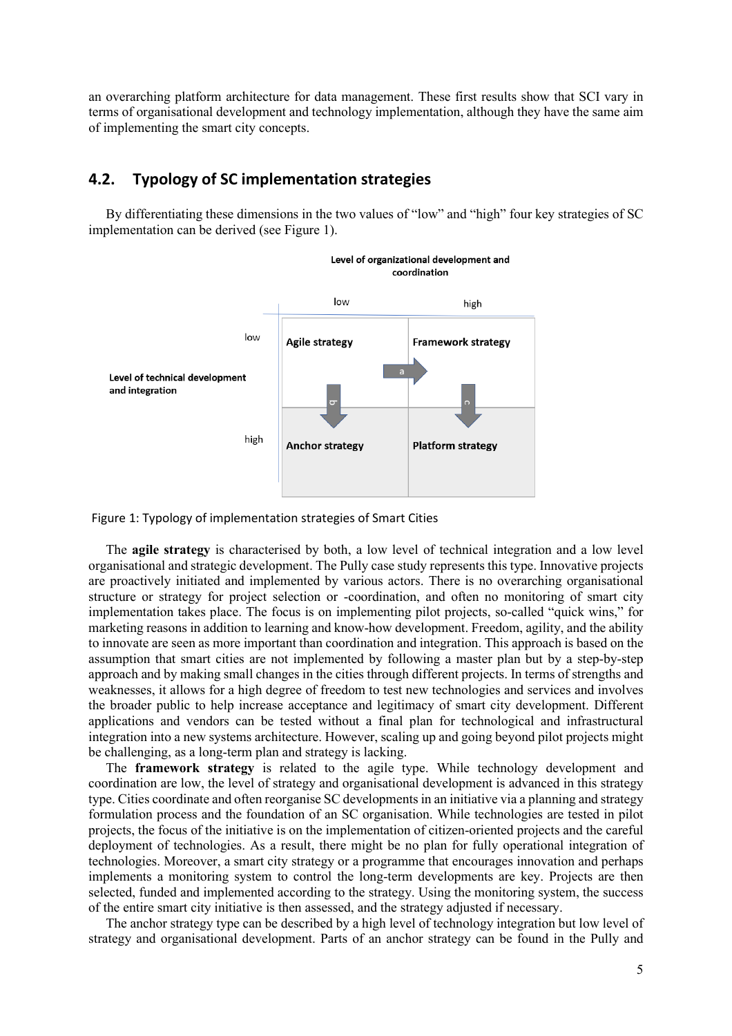an overarching platform architecture for data management. These first results show that SCI vary in terms of organisational development and technology implementation, although they have the same aim of implementing the smart city concepts.

## 4.2. Typology of SC implementation strategies

By differentiating these dimensions in the two values of "low" and "high" four key strategies of SC implementation can be derived (see Figure 1).

| Level of technical development and integration \ Level of organizational development and coordination | low | high |
|---|---|---|
| low | **Agile strategy** | **Framework strategy** |
| high | **Anchor strategy** | **Platform strategy** |

(Arrows: a – Agile strategy → Framework strategy; b – Agile strategy → Anchor strategy; c – Framework strategy → Platform strategy)

Figure 1: Typology of implementation strategies of Smart Cities

The **agile strategy** is characterised by both, a low level of technical integration and a low level organisational and strategic development. The Pully case study represents this type. Innovative projects are proactively initiated and implemented by various actors. There is no overarching organisational structure or strategy for project selection or -coordination, and often no monitoring of smart city implementation takes place. The focus is on implementing pilot projects, so-called "quick wins," for marketing reasons in addition to learning and know-how development. Freedom, agility, and the ability to innovate are seen as more important than coordination and integration. This approach is based on the assumption that smart cities are not implemented by following a master plan but by a step-by-step approach and by making small changes in the cities through different projects. In terms of strengths and weaknesses, it allows for a high degree of freedom to test new technologies and services and involves the broader public to help increase acceptance and legitimacy of smart city development. Different applications and vendors can be tested without a final plan for technological and infrastructural integration into a new systems architecture. However, scaling up and going beyond pilot projects might be challenging, as a long-term plan and strategy is lacking.

The **framework strategy** is related to the agile type. While technology development and coordination are low, the level of strategy and organisational development is advanced in this strategy type. Cities coordinate and often reorganise SC developments in an initiative via a planning and strategy formulation process and the foundation of an SC organisation. While technologies are tested in pilot projects, the focus of the initiative is on the implementation of citizen-oriented projects and the careful deployment of technologies. As a result, there might be no plan for fully operational integration of technologies. Moreover, a smart city strategy or a programme that encourages innovation and perhaps implements a monitoring system to control the long-term developments are key. Projects are then selected, funded and implemented according to the strategy. Using the monitoring system, the success of the entire smart city initiative is then assessed, and the strategy adjusted if necessary.

The anchor strategy type can be described by a high level of technology integration but low level of strategy and organisational development. Parts of an anchor strategy can be found in the Pully and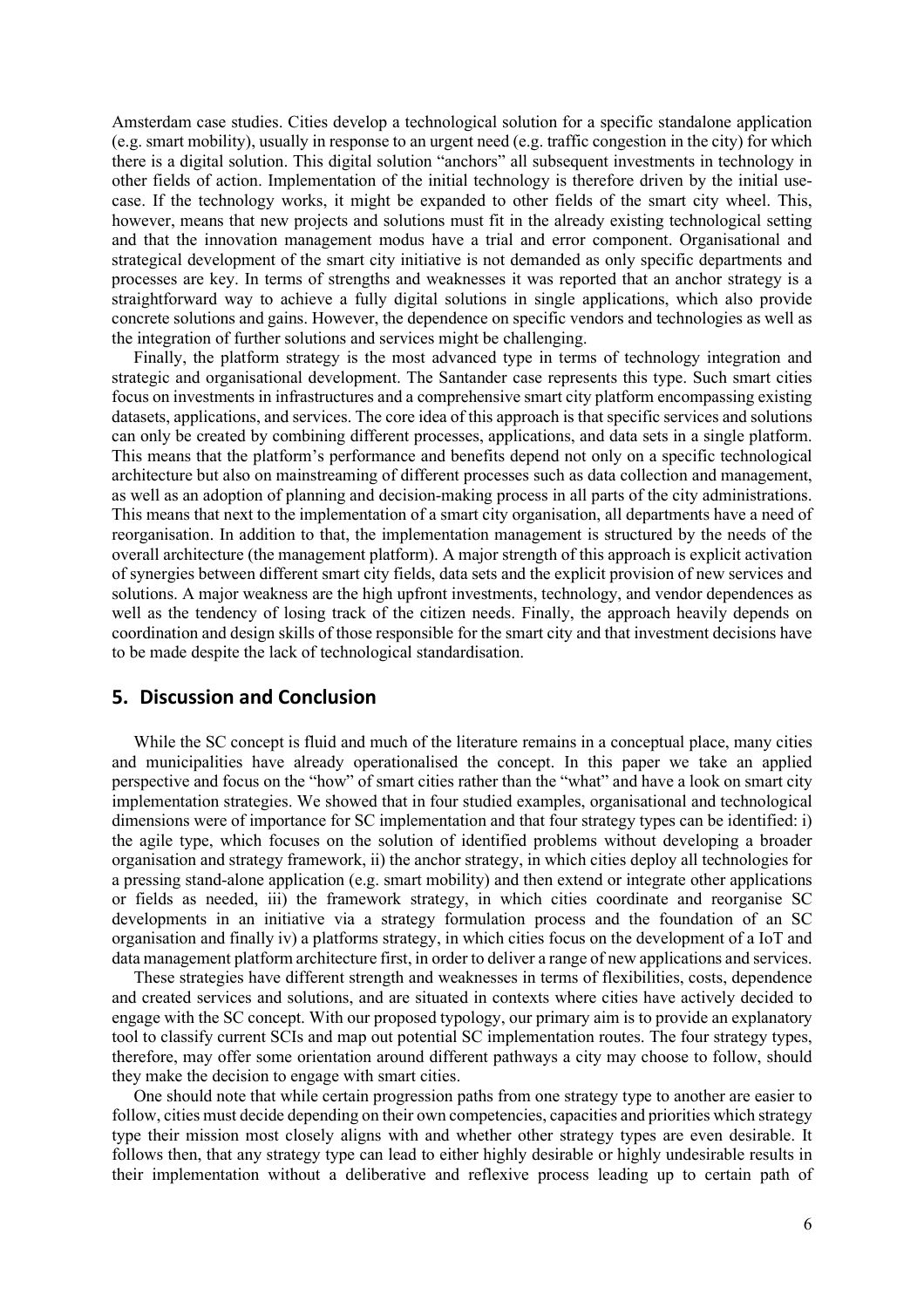Amsterdam case studies. Cities develop a technological solution for a specific standalone application (e.g. smart mobility), usually in response to an urgent need (e.g. traffic congestion in the city) for which there is a digital solution. This digital solution "anchors" all subsequent investments in technology in other fields of action. Implementation of the initial technology is therefore driven by the initial use-case. If the technology works, it might be expanded to other fields of the smart city wheel. This, however, means that new projects and solutions must fit in the already existing technological setting and that the innovation management modus have a trial and error component. Organisational and strategical development of the smart city initiative is not demanded as only specific departments and processes are key. In terms of strengths and weaknesses it was reported that an anchor strategy is a straightforward way to achieve a fully digital solutions in single applications, which also provide concrete solutions and gains. However, the dependence on specific vendors and technologies as well as the integration of further solutions and services might be challenging.

Finally, the platform strategy is the most advanced type in terms of technology integration and strategic and organisational development. The Santander case represents this type. Such smart cities focus on investments in infrastructures and a comprehensive smart city platform encompassing existing datasets, applications, and services. The core idea of this approach is that specific services and solutions can only be created by combining different processes, applications, and data sets in a single platform. This means that the platform's performance and benefits depend not only on a specific technological architecture but also on mainstreaming of different processes such as data collection and management, as well as an adoption of planning and decision-making process in all parts of the city administrations. This means that next to the implementation of a smart city organisation, all departments have a need of reorganisation. In addition to that, the implementation management is structured by the needs of the overall architecture (the management platform). A major strength of this approach is explicit activation of synergies between different smart city fields, data sets and the explicit provision of new services and solutions. A major weakness are the high upfront investments, technology, and vendor dependences as well as the tendency of losing track of the citizen needs. Finally, the approach heavily depends on coordination and design skills of those responsible for the smart city and that investment decisions have to be made despite the lack of technological standardisation.

## 5. Discussion and Conclusion

While the SC concept is fluid and much of the literature remains in a conceptual place, many cities and municipalities have already operationalised the concept. In this paper we take an applied perspective and focus on the "how" of smart cities rather than the "what" and have a look on smart city implementation strategies. We showed that in four studied examples, organisational and technological dimensions were of importance for SC implementation and that four strategy types can be identified: i) the agile type, which focuses on the solution of identified problems without developing a broader organisation and strategy framework, ii) the anchor strategy, in which cities deploy all technologies for a pressing stand-alone application (e.g. smart mobility) and then extend or integrate other applications or fields as needed, iii) the framework strategy, in which cities coordinate and reorganise SC developments in an initiative via a strategy formulation process and the foundation of an SC organisation and finally iv) a platforms strategy, in which cities focus on the development of a IoT and data management platform architecture first, in order to deliver a range of new applications and services.

These strategies have different strength and weaknesses in terms of flexibilities, costs, dependence and created services and solutions, and are situated in contexts where cities have actively decided to engage with the SC concept. With our proposed typology, our primary aim is to provide an explanatory tool to classify current SCIs and map out potential SC implementation routes. The four strategy types, therefore, may offer some orientation around different pathways a city may choose to follow, should they make the decision to engage with smart cities.

One should note that while certain progression paths from one strategy type to another are easier to follow, cities must decide depending on their own competencies, capacities and priorities which strategy type their mission most closely aligns with and whether other strategy types are even desirable. It follows then, that any strategy type can lead to either highly desirable or highly undesirable results in their implementation without a deliberative and reflexive process leading up to certain path of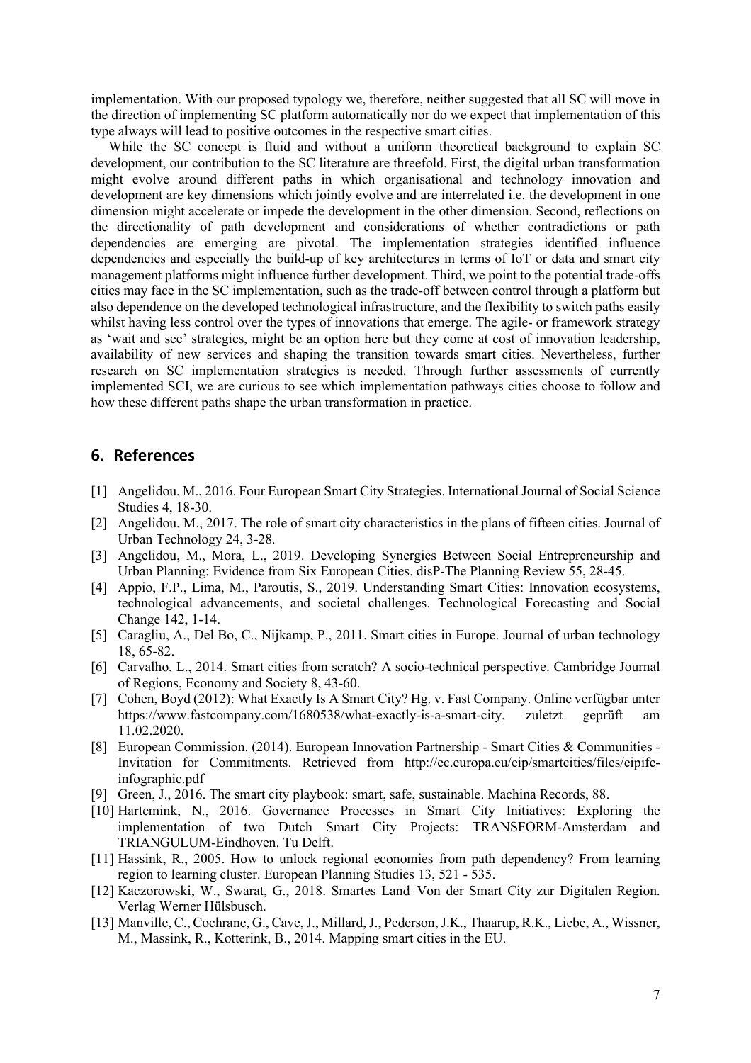implementation. With our proposed typology we, therefore, neither suggested that all SC will move in the direction of implementing SC platform automatically nor do we expect that implementation of this type always will lead to positive outcomes in the respective smart cities.

While the SC concept is fluid and without a uniform theoretical background to explain SC development, our contribution to the SC literature are threefold. First, the digital urban transformation might evolve around different paths in which organisational and technology innovation and development are key dimensions which jointly evolve and are interrelated i.e. the development in one dimension might accelerate or impede the development in the other dimension. Second, reflections on the directionality of path development and considerations of whether contradictions or path dependencies are emerging are pivotal. The implementation strategies identified influence dependencies and especially the build-up of key architectures in terms of IoT or data and smart city management platforms might influence further development. Third, we point to the potential trade-offs cities may face in the SC implementation, such as the trade-off between control through a platform but also dependence on the developed technological infrastructure, and the flexibility to switch paths easily whilst having less control over the types of innovations that emerge. The agile- or framework strategy as 'wait and see' strategies, might be an option here but they come at cost of innovation leadership, availability of new services and shaping the transition towards smart cities. Nevertheless, further research on SC implementation strategies is needed. Through further assessments of currently implemented SCI, we are curious to see which implementation pathways cities choose to follow and how these different paths shape the urban transformation in practice.

## 6. References

[1] Angelidou, M., 2016. Four European Smart City Strategies. International Journal of Social Science Studies 4, 18-30.

[2] Angelidou, M., 2017. The role of smart city characteristics in the plans of fifteen cities. Journal of Urban Technology 24, 3-28.

[3] Angelidou, M., Mora, L., 2019. Developing Synergies Between Social Entrepreneurship and Urban Planning: Evidence from Six European Cities. disP-The Planning Review 55, 28-45.

[4] Appio, F.P., Lima, M., Paroutis, S., 2019. Understanding Smart Cities: Innovation ecosystems, technological advancements, and societal challenges. Technological Forecasting and Social Change 142, 1-14.

[5] Caragliu, A., Del Bo, C., Nijkamp, P., 2011. Smart cities in Europe. Journal of urban technology 18, 65-82.

[6] Carvalho, L., 2014. Smart cities from scratch? A socio-technical perspective. Cambridge Journal of Regions, Economy and Society 8, 43-60.

[7] Cohen, Boyd (2012): What Exactly Is A Smart City? Hg. v. Fast Company. Online verfügbar unter https://www.fastcompany.com/1680538/what-exactly-is-a-smart-city, zuletzt geprüft am 11.02.2020.

[8] European Commission. (2014). European Innovation Partnership - Smart Cities & Communities - Invitation for Commitments. Retrieved from http://ec.europa.eu/eip/smartcities/files/eipifc-infographic.pdf

[9] Green, J., 2016. The smart city playbook: smart, safe, sustainable. Machina Records, 88.

[10] Hartemink, N., 2016. Governance Processes in Smart City Initiatives: Exploring the implementation of two Dutch Smart City Projects: TRANSFORM-Amsterdam and TRIANGULUM-Eindhoven. Tu Delft.

[11] Hassink, R., 2005. How to unlock regional economies from path dependency? From learning region to learning cluster. European Planning Studies 13, 521 - 535.

[12] Kaczorowski, W., Swarat, G., 2018. Smartes Land–Von der Smart City zur Digitalen Region. Verlag Werner Hülsbusch.

[13] Manville, C., Cochrane, G., Cave, J., Millard, J., Pederson, J.K., Thaarup, R.K., Liebe, A., Wissner, M., Massink, R., Kotterink, B., 2014. Mapping smart cities in the EU.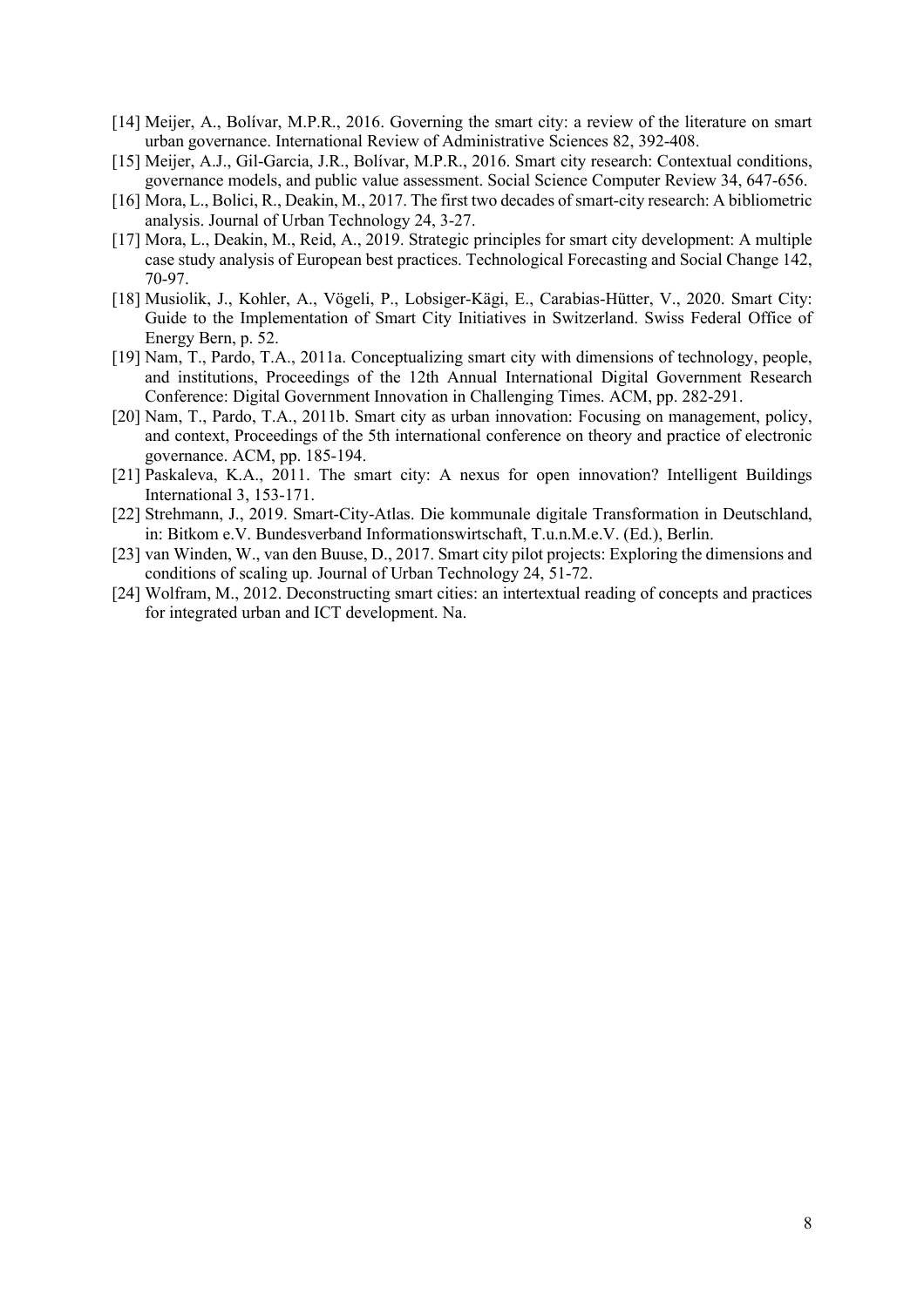[14] Meijer, A., Bolívar, M.P.R., 2016. Governing the smart city: a review of the literature on smart urban governance. International Review of Administrative Sciences 82, 392-408.

[15] Meijer, A.J., Gil-Garcia, J.R., Bolívar, M.P.R., 2016. Smart city research: Contextual conditions, governance models, and public value assessment. Social Science Computer Review 34, 647-656.

[16] Mora, L., Bolici, R., Deakin, M., 2017. The first two decades of smart-city research: A bibliometric analysis. Journal of Urban Technology 24, 3-27.

[17] Mora, L., Deakin, M., Reid, A., 2019. Strategic principles for smart city development: A multiple case study analysis of European best practices. Technological Forecasting and Social Change 142, 70-97.

[18] Musiolik, J., Kohler, A., Vögeli, P., Lobsiger-Kägi, E., Carabias-Hütter, V., 2020. Smart City: Guide to the Implementation of Smart City Initiatives in Switzerland. Swiss Federal Office of Energy Bern, p. 52.

[19] Nam, T., Pardo, T.A., 2011a. Conceptualizing smart city with dimensions of technology, people, and institutions, Proceedings of the 12th Annual International Digital Government Research Conference: Digital Government Innovation in Challenging Times. ACM, pp. 282-291.

[20] Nam, T., Pardo, T.A., 2011b. Smart city as urban innovation: Focusing on management, policy, and context, Proceedings of the 5th international conference on theory and practice of electronic governance. ACM, pp. 185-194.

[21] Paskaleva, K.A., 2011. The smart city: A nexus for open innovation? Intelligent Buildings International 3, 153-171.

[22] Strehmann, J., 2019. Smart-City-Atlas. Die kommunale digitale Transformation in Deutschland, in: Bitkom e.V. Bundesverband Informationswirtschaft, T.u.n.M.e.V. (Ed.), Berlin.

[23] van Winden, W., van den Buuse, D., 2017. Smart city pilot projects: Exploring the dimensions and conditions of scaling up. Journal of Urban Technology 24, 51-72.

[24] Wolfram, M., 2012. Deconstructing smart cities: an intertextual reading of concepts and practices for integrated urban and ICT development. Na.